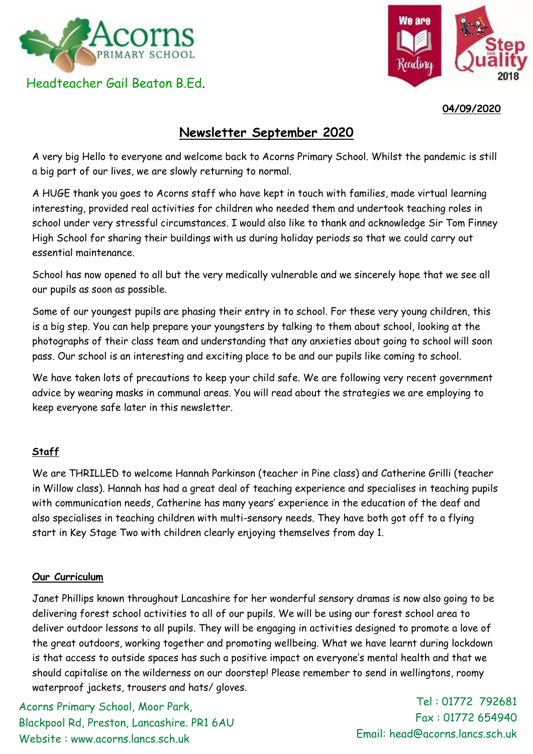Acorns PRIMARY SCHOOL

Headteacher Gail Beaton B.Ed.

**04/09/2020**

# Newsletter September 2020

A very big Hello to everyone and welcome back to Acorns Primary School. Whilst the pandemic is still a big part of our lives, we are slowly returning to normal.

A HUGE thank you goes to Acorns staff who have kept in touch with families, made virtual learning interesting, provided real activities for children who needed them and undertook teaching roles in school under very stressful circumstances. I would also like to thank and acknowledge Sir Tom Finney High School for sharing their buildings with us during holiday periods so that we could carry out essential maintenance.

School has now opened to all but the very medically vulnerable and we sincerely hope that we see all our pupils as soon as possible.

Some of our youngest pupils are phasing their entry in to school. For these very young children, this is a big step. You can help prepare your youngsters by talking to them about school, looking at the photographs of their class team and understanding that any anxieties about going to school will soon pass. Our school is an interesting and exciting place to be and our pupils like coming to school.

We have taken lots of precautions to keep your child safe. We are following very recent government advice by wearing masks in communal areas. You will read about the strategies we are employing to keep everyone safe later in this newsletter.

## Staff

We are THRILLED to welcome Hannah Parkinson (teacher in Pine class) and Catherine Grilli (teacher in Willow class). Hannah has had a great deal of teaching experience and specialises in teaching pupils with communication needs, Catherine has many years' experience in the education of the deaf and also specialises in teaching children with multi-sensory needs. They have both got off to a flying start in Key Stage Two with children clearly enjoying themselves from day 1.

## Our Curriculum

Janet Phillips known throughout Lancashire for her wonderful sensory dramas is now also going to be delivering forest school activities to all of our pupils. We will be using our forest school area to deliver outdoor lessons to all pupils. They will be engaging in activities designed to promote a love of the great outdoors, working together and promoting wellbeing. What we have learnt during lockdown is that access to outside spaces has such a positive impact on everyone's mental health and that we should capitalise on the wilderness on our doorstep! Please remember to send in wellingtons, roomy waterproof jackets, trousers and hats/ gloves.

Acorns Primary School, Moor Park,
Blackpool Rd, Preston, Lancashire. PR1 6AU
Website : www.acorns.lancs.sch.uk

Tel : 01772 792681
Fax : 01772 654940
Email: head@acorns.lancs.sch.uk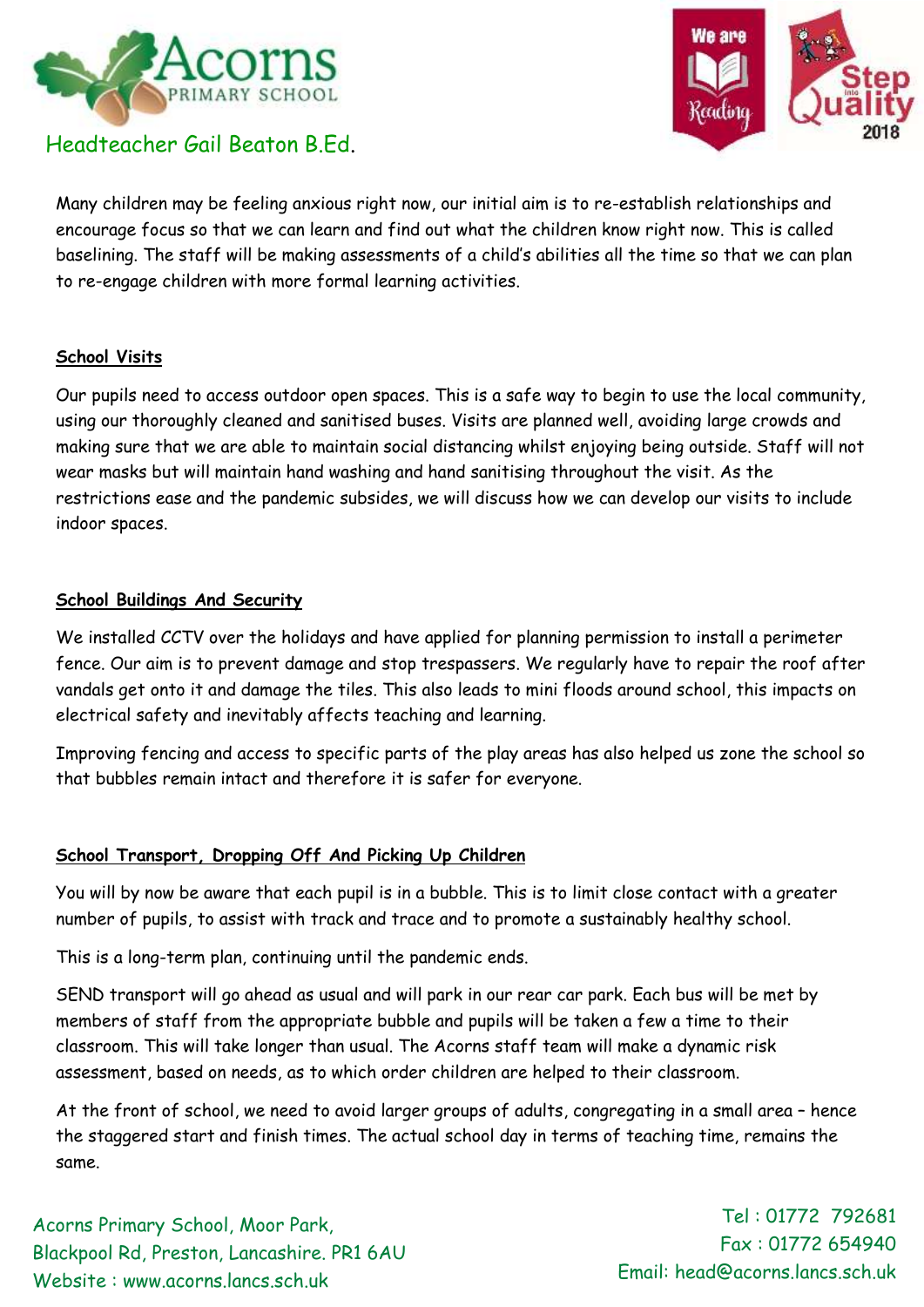Many children may be feeling anxious right now, our initial aim is to re-establish relationships and encourage focus so that we can learn and find out what the children know right now. This is called baselining. The staff will be making assessments of a child's abilities all the time so that we can plan to re-engage children with more formal learning activities.

## School Visits

Our pupils need to access outdoor open spaces. This is a safe way to begin to use the local community, using our thoroughly cleaned and sanitised buses. Visits are planned well, avoiding large crowds and making sure that we are able to maintain social distancing whilst enjoying being outside. Staff will not wear masks but will maintain hand washing and hand sanitising throughout the visit. As the restrictions ease and the pandemic subsides, we will discuss how we can develop our visits to include indoor spaces.

## School Buildings And Security

We installed CCTV over the holidays and have applied for planning permission to install a perimeter fence. Our aim is to prevent damage and stop trespassers. We regularly have to repair the roof after vandals get onto it and damage the tiles. This also leads to mini floods around school, this impacts on electrical safety and inevitably affects teaching and learning.

Improving fencing and access to specific parts of the play areas has also helped us zone the school so that bubbles remain intact and therefore it is safer for everyone.

## School Transport, Dropping Off And Picking Up Children

You will by now be aware that each pupil is in a bubble. This is to limit close contact with a greater number of pupils, to assist with track and trace and to promote a sustainably healthy school.

This is a long-term plan, continuing until the pandemic ends.

SEND transport will go ahead as usual and will park in our rear car park. Each bus will be met by members of staff from the appropriate bubble and pupils will be taken a few a time to their classroom. This will take longer than usual. The Acorns staff team will make a dynamic risk assessment, based on needs, as to which order children are helped to their classroom.

At the front of school, we need to avoid larger groups of adults, congregating in a small area – hence the staggered start and finish times. The actual school day in terms of teaching time, remains the same.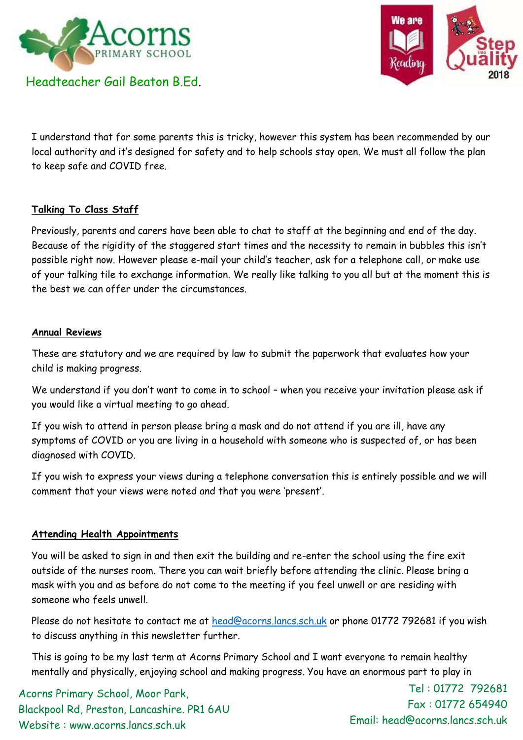I understand that for some parents this is tricky, however this system has been recommended by our local authority and it's designed for safety and to help schools stay open. We must all follow the plan to keep safe and COVID free.

## Talking To Class Staff

Previously, parents and carers have been able to chat to staff at the beginning and end of the day. Because of the rigidity of the staggered start times and the necessity to remain in bubbles this isn't possible right now. However please e-mail your child's teacher, ask for a telephone call, or make use of your talking tile to exchange information. We really like talking to you all but at the moment this is the best we can offer under the circumstances.

## Annual Reviews

These are statutory and we are required by law to submit the paperwork that evaluates how your child is making progress.

We understand if you don't want to come in to school – when you receive your invitation please ask if you would like a virtual meeting to go ahead.

If you wish to attend in person please bring a mask and do not attend if you are ill, have any symptoms of COVID or you are living in a household with someone who is suspected of, or has been diagnosed with COVID.

If you wish to express your views during a telephone conversation this is entirely possible and we will comment that your views were noted and that you were 'present'.

## Attending Health Appointments

You will be asked to sign in and then exit the building and re-enter the school using the fire exit outside of the nurses room. There you can wait briefly before attending the clinic. Please bring a mask with you and as before do not come to the meeting if you feel unwell or are residing with someone who feels unwell.

Please do not hesitate to contact me at head@acorns.lancs.sch.uk or phone 01772 792681 if you wish to discuss anything in this newsletter further.

This is going to be my last term at Acorns Primary School and I want everyone to remain healthy mentally and physically, enjoying school and making progress. You have an enormous part to play in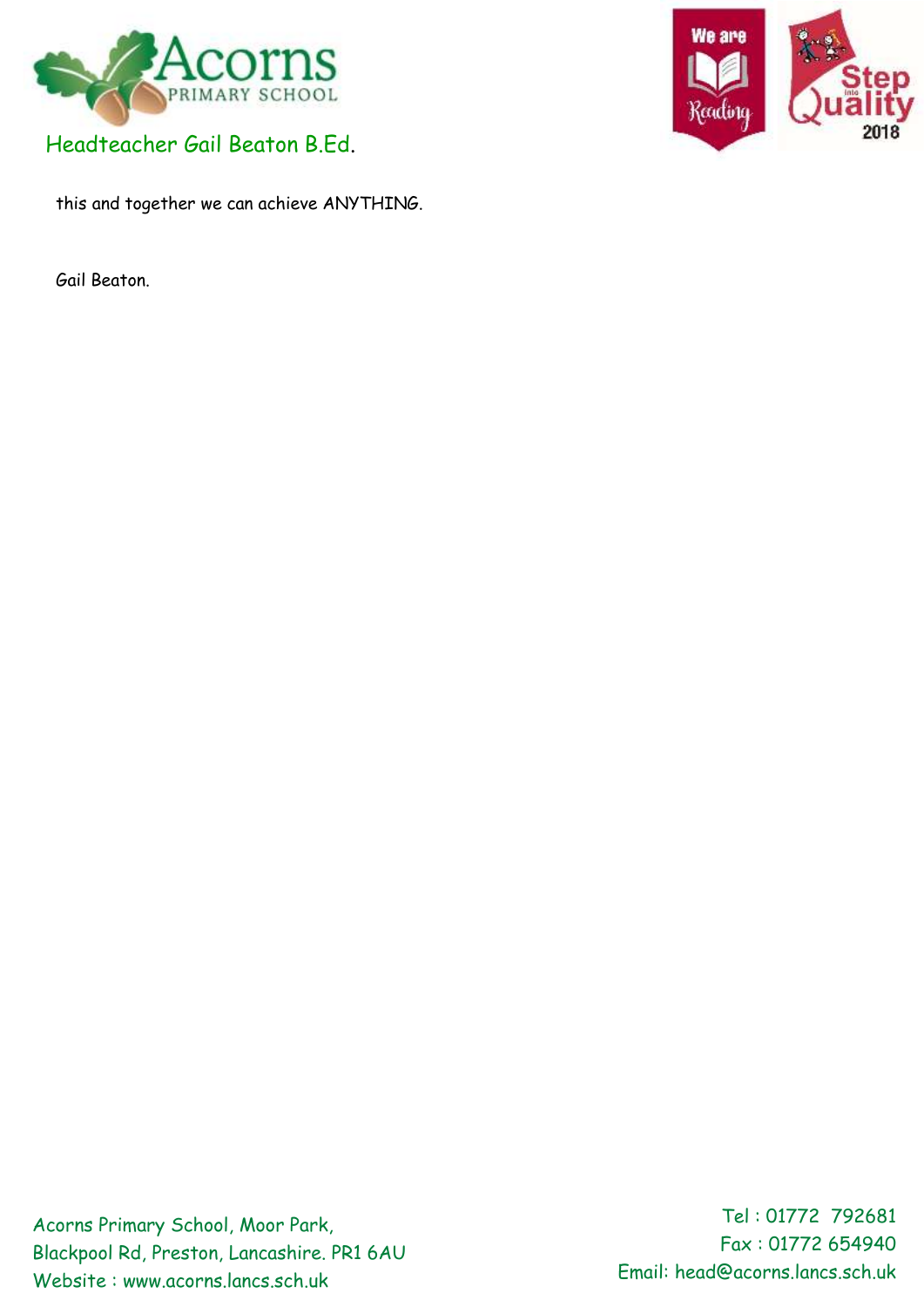Headteacher Gail Beaton B.Ed.

this and together we can achieve ANYTHING.

Gail Beaton.

Acorns Primary School, Moor Park,
Blackpool Rd, Preston, Lancashire. PR1 6AU
Website : www.acorns.lancs.sch.uk

Tel : 01772 792681
Fax : 01772 654940
Email: head@acorns.lancs.sch.uk